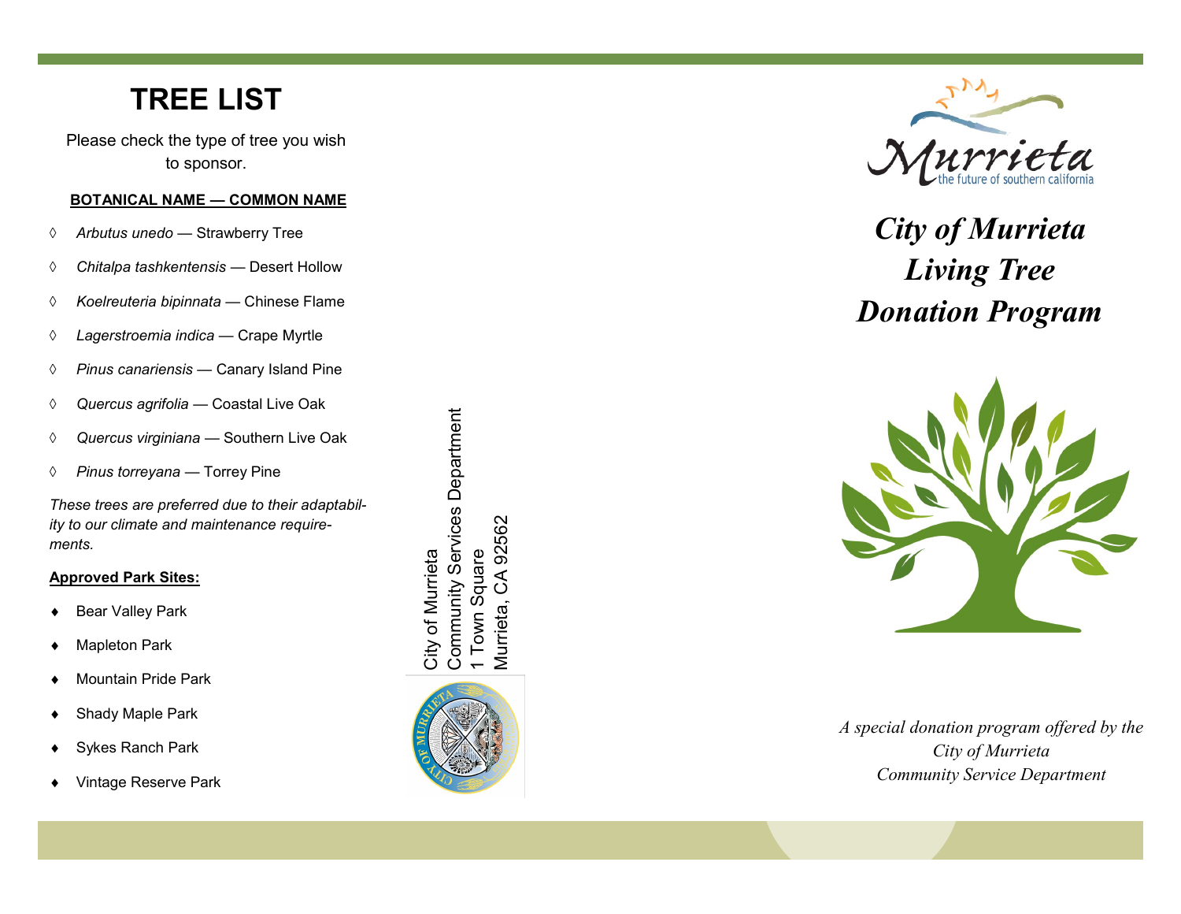# TREE LIST

Please check the type of tree you wish to sponsor.

**BOTANICAL NAME — COMMON NAME**

- ◊ *Arbutus unedo* — Strawberry Tree
- ◊ *Chitalpa tashkentensis* — Desert Hollow
- ◊ *Koelreuteria bipinnata* — Chinese Flame
- ◊ *Lagerstroemia indica* — Crape Myrtle
- ◊ *Pinus canariensis* — Canary Island Pine
- ◊ *Quercus agrifolia* — Coastal Live Oak
- ◊ *Quercus virginiana* — Southern Live Oak
- ◊ *Pinus torreyana* — Torrey Pine

*These trees are preferred due to their adaptability to our climate and maintenance requirements.*

**Approved Park Sites:**

- Bear Valley Park
- Mapleton Park
- Mountain Pride Park
- Shady Maple Park
- Sykes Ranch Park
- Vintage Reserve Park

City of Murrieta
Community Services Department
1 Town Square
Murrieta, CA 92562

Murrieta
the future of southern california

# *City of Murrieta Living Tree Donation Program*

*A special donation program offered by the City of Murrieta Community Service Department*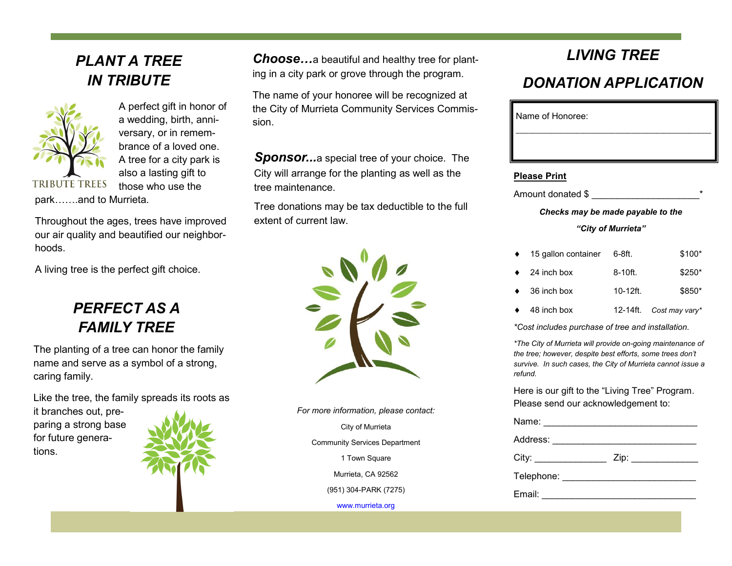## *PLANT A TREE IN TRIBUTE*

TRIBUTE TREES

A perfect gift in honor of a wedding, birth, anniversary, or in remembrance of a loved one. A tree for a city park is also a lasting gift to those who use the park…….and to Murrieta.

Throughout the ages, trees have improved our air quality and beautified our neighborhoods.

A living tree is the perfect gift choice.

## *PERFECT AS A FAMILY TREE*

The planting of a tree can honor the family name and serve as a symbol of a strong, caring family.

Like the tree, the family spreads its roots as it branches out, preparing a strong base for future generations.

***Choose…*** a beautiful and healthy tree for planting in a city park or grove through the program.

The name of your honoree will be recognized at the City of Murrieta Community Services Commission.

***Sponsor...*** a special tree of your choice. The City will arrange for the planting as well as the tree maintenance.

Tree donations may be tax deductible to the full extent of current law.

*For more information, please contact:*

City of Murrieta

Community Services Department

1 Town Square

Murrieta, CA 92562

(951) 304-PARK (7275)

www.murrieta.org

## *LIVING TREE DONATION APPLICATION*

Name of Honoree:

______________________________________

**Please Print**

Amount donated $ ____________________*

***Checks may be made payable to the "City of Murrieta"***

| | | |
|---|---|---|
| ♦ 15 gallon container | 6-8ft. | $100* |
| ♦ 24 inch box | 8-10ft. | $250* |
| ♦ 36 inch box | 10-12ft. | $850* |
| ♦ 48 inch box | 12-14ft. | *Cost may vary** |

**Cost includes purchase of tree and installation.*

**The City of Murrieta will provide on-going maintenance of the tree; however, despite best efforts, some trees don't survive. In such cases, the City of Murrieta cannot issue a refund.*

Here is our gift to the "Living Tree" Program. Please send our acknowledgement to:

Name: ____________________________

Address: __________________________

City: _____________ Zip: ____________

Telephone: ________________________

Email: ____________________________